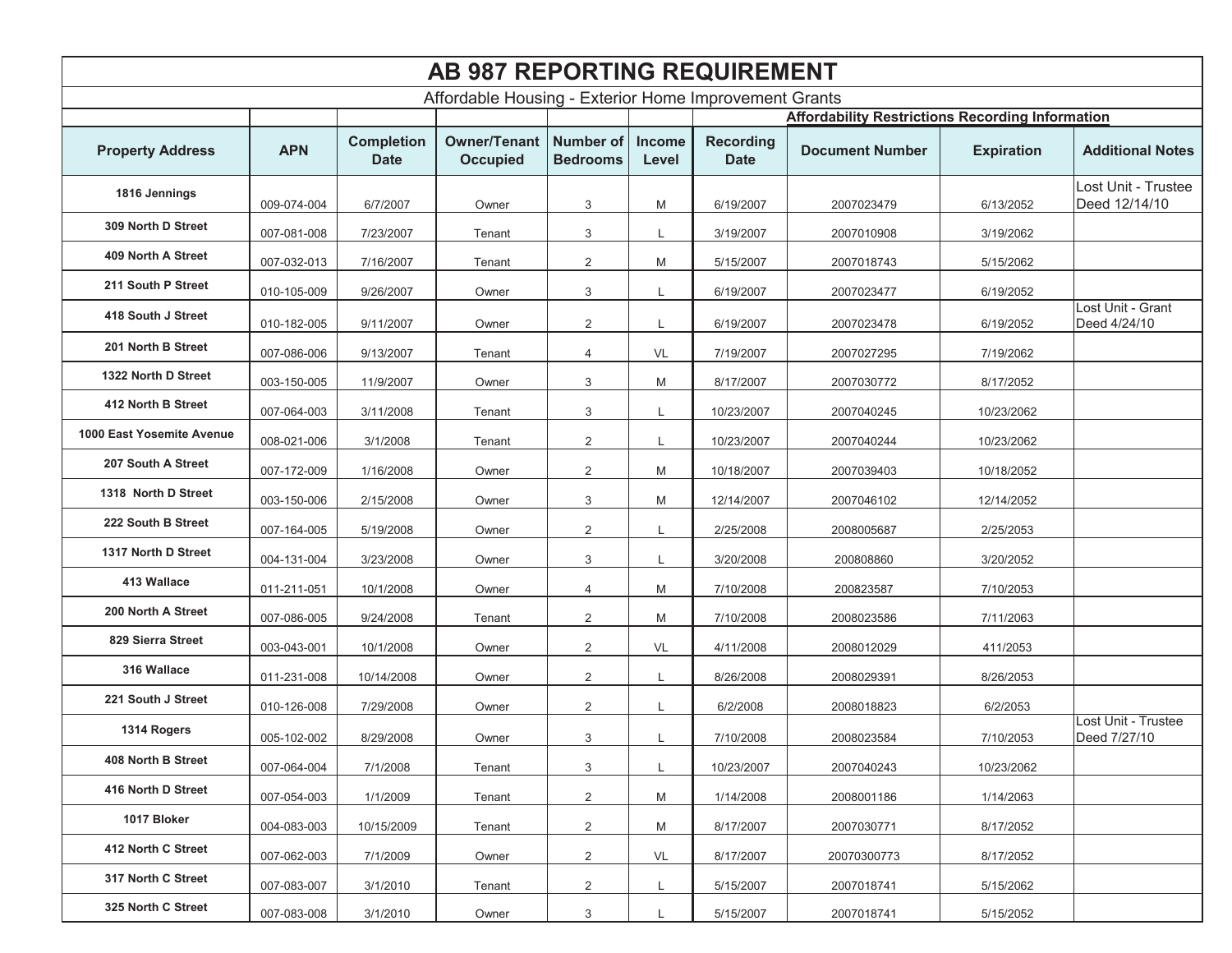# AB 987 REPORTING REQUIREMENT

Affordable Housing - Exterior Home Improvement Grants

| | | | | | | Affordability Restrictions Recording Information | | | |
|---|---|---|---|---|---|---|---|---|---|
| **Property Address** | **APN** | **Completion Date** | **Owner/Tenant Occupied** | **Number of Bedrooms** | **Income Level** | **Recording Date** | **Document Number** | **Expiration** | **Additional Notes** |
| **1816 Jennings** | 009-074-004 | 6/7/2007 | Owner | 3 | M | 6/19/2007 | 2007023479 | 6/13/2052 | Lost Unit - Trustee Deed 12/14/10 |
| **309 North D Street** | 007-081-008 | 7/23/2007 | Tenant | 3 | L | 3/19/2007 | 2007010908 | 3/19/2062 | |
| **409 North A Street** | 007-032-013 | 7/16/2007 | Tenant | 2 | M | 5/15/2007 | 2007018743 | 5/15/2062 | |
| **211 South P Street** | 010-105-009 | 9/26/2007 | Owner | 3 | L | 6/19/2007 | 2007023477 | 6/19/2052 | |
| **418 South J Street** | 010-182-005 | 9/11/2007 | Owner | 2 | L | 6/19/2007 | 2007023478 | 6/19/2052 | Lost Unit - Grant Deed 4/24/10 |
| **201 North B Street** | 007-086-006 | 9/13/2007 | Tenant | 4 | VL | 7/19/2007 | 2007027295 | 7/19/2062 | |
| **1322 North D Street** | 003-150-005 | 11/9/2007 | Owner | 3 | M | 8/17/2007 | 2007030772 | 8/17/2052 | |
| **412 North B Street** | 007-064-003 | 3/11/2008 | Tenant | 3 | L | 10/23/2007 | 2007040245 | 10/23/2062 | |
| **1000 East Yosemite Avenue** | 008-021-006 | 3/1/2008 | Tenant | 2 | L | 10/23/2007 | 2007040244 | 10/23/2062 | |
| **207 South A Street** | 007-172-009 | 1/16/2008 | Owner | 2 | M | 10/18/2007 | 2007039403 | 10/18/2052 | |
| **1318 North D Street** | 003-150-006 | 2/15/2008 | Owner | 3 | M | 12/14/2007 | 2007046102 | 12/14/2052 | |
| **222 South B Street** | 007-164-005 | 5/19/2008 | Owner | 2 | L | 2/25/2008 | 2008005687 | 2/25/2053 | |
| **1317 North D Street** | 004-131-004 | 3/23/2008 | Owner | 3 | L | 3/20/2008 | 200808860 | 3/20/2052 | |
| **413 Wallace** | 011-211-051 | 10/1/2008 | Owner | 4 | M | 7/10/2008 | 200823587 | 7/10/2053 | |
| **200 North A Street** | 007-086-005 | 9/24/2008 | Tenant | 2 | M | 7/10/2008 | 2008023586 | 7/11/2063 | |
| **829 Sierra Street** | 003-043-001 | 10/1/2008 | Owner | 2 | VL | 4/11/2008 | 2008012029 | 411/2053 | |
| **316 Wallace** | 011-231-008 | 10/14/2008 | Owner | 2 | L | 8/26/2008 | 2008029391 | 8/26/2053 | |
| **221 South J Street** | 010-126-008 | 7/29/2008 | Owner | 2 | L | 6/2/2008 | 2008018823 | 6/2/2053 | |
| **1314 Rogers** | 005-102-002 | 8/29/2008 | Owner | 3 | L | 7/10/2008 | 2008023584 | 7/10/2053 | Lost Unit - Trustee Deed 7/27/10 |
| **408 North B Street** | 007-064-004 | 7/1/2008 | Tenant | 3 | L | 10/23/2007 | 2007040243 | 10/23/2062 | |
| **416 North D Street** | 007-054-003 | 1/1/2009 | Tenant | 2 | M | 1/14/2008 | 2008001186 | 1/14/2063 | |
| **1017 Bloker** | 004-083-003 | 10/15/2009 | Tenant | 2 | M | 8/17/2007 | 2007030771 | 8/17/2052 | |
| **412 North C Street** | 007-062-003 | 7/1/2009 | Owner | 2 | VL | 8/17/2007 | 20070300773 | 8/17/2052 | |
| **317 North C Street** | 007-083-007 | 3/1/2010 | Tenant | 2 | L | 5/15/2007 | 2007018741 | 5/15/2062 | |
| **325 North C Street** | 007-083-008 | 3/1/2010 | Owner | 3 | L | 5/15/2007 | 2007018741 | 5/15/2052 | |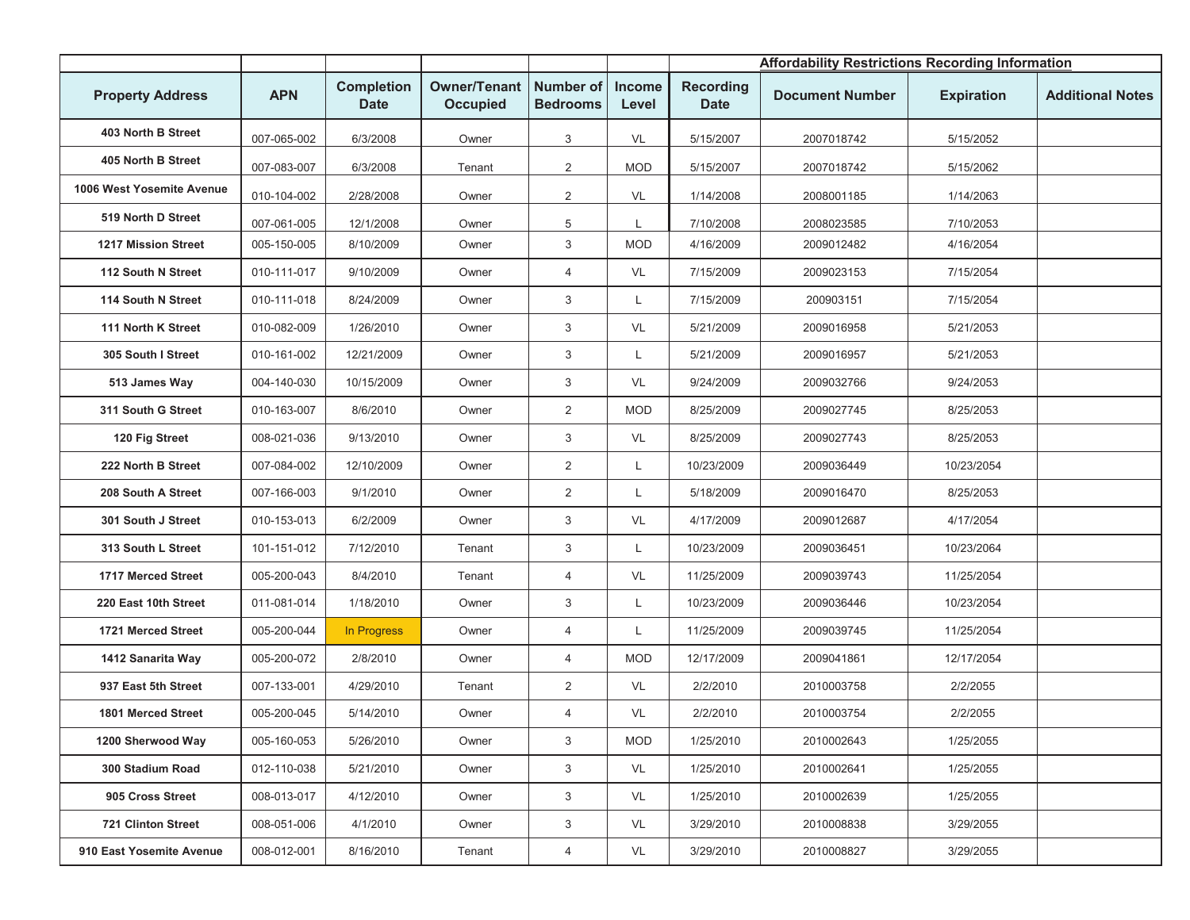| | | | | | | Affordability Restrictions Recording Information | | | |
|---|---|---|---|---|---|---|---|---|---|
| **Property Address** | **APN** | **Completion Date** | **Owner/Tenant Occupied** | **Number of Bedrooms** | **Income Level** | **Recording Date** | **Document Number** | **Expiration** | **Additional Notes** |
| **403 North B Street** | 007-065-002 | 6/3/2008 | Owner | 3 | VL | 5/15/2007 | 2007018742 | 5/15/2052 | |
| **405 North B Street** | 007-083-007 | 6/3/2008 | Tenant | 2 | MOD | 5/15/2007 | 2007018742 | 5/15/2062 | |
| **1006 West Yosemite Avenue** | 010-104-002 | 2/28/2008 | Owner | 2 | VL | 1/14/2008 | 2008001185 | 1/14/2063 | |
| **519 North D Street** | 007-061-005 | 12/1/2008 | Owner | 5 | L | 7/10/2008 | 2008023585 | 7/10/2053 | |
| **1217 Mission Street** | 005-150-005 | 8/10/2009 | Owner | 3 | MOD | 4/16/2009 | 2009012482 | 4/16/2054 | |
| **112 South N Street** | 010-111-017 | 9/10/2009 | Owner | 4 | VL | 7/15/2009 | 2009023153 | 7/15/2054 | |
| **114 South N Street** | 010-111-018 | 8/24/2009 | Owner | 3 | L | 7/15/2009 | 200903151 | 7/15/2054 | |
| **111 North K Street** | 010-082-009 | 1/26/2010 | Owner | 3 | VL | 5/21/2009 | 2009016958 | 5/21/2053 | |
| **305 South I Street** | 010-161-002 | 12/21/2009 | Owner | 3 | L | 5/21/2009 | 2009016957 | 5/21/2053 | |
| **513 James Way** | 004-140-030 | 10/15/2009 | Owner | 3 | VL | 9/24/2009 | 2009032766 | 9/24/2053 | |
| **311 South G Street** | 010-163-007 | 8/6/2010 | Owner | 2 | MOD | 8/25/2009 | 2009027745 | 8/25/2053 | |
| **120 Fig Street** | 008-021-036 | 9/13/2010 | Owner | 3 | VL | 8/25/2009 | 2009027743 | 8/25/2053 | |
| **222 North B Street** | 007-084-002 | 12/10/2009 | Owner | 2 | L | 10/23/2009 | 2009036449 | 10/23/2054 | |
| **208 South A Street** | 007-166-003 | 9/1/2010 | Owner | 2 | L | 5/18/2009 | 2009016470 | 8/25/2053 | |
| **301 South J Street** | 010-153-013 | 6/2/2009 | Owner | 3 | VL | 4/17/2009 | 2009012687 | 4/17/2054 | |
| **313 South L Street** | 101-151-012 | 7/12/2010 | Tenant | 3 | L | 10/23/2009 | 2009036451 | 10/23/2064 | |
| **1717 Merced Street** | 005-200-043 | 8/4/2010 | Tenant | 4 | VL | 11/25/2009 | 2009039743 | 11/25/2054 | |
| **220 East 10th Street** | 011-081-014 | 1/18/2010 | Owner | 3 | L | 10/23/2009 | 2009036446 | 10/23/2054 | |
| **1721 Merced Street** | 005-200-044 | In Progress | Owner | 4 | L | 11/25/2009 | 2009039745 | 11/25/2054 | |
| **1412 Sanarita Way** | 005-200-072 | 2/8/2010 | Owner | 4 | MOD | 12/17/2009 | 2009041861 | 12/17/2054 | |
| **937 East 5th Street** | 007-133-001 | 4/29/2010 | Tenant | 2 | VL | 2/2/2010 | 2010003758 | 2/2/2055 | |
| **1801 Merced Street** | 005-200-045 | 5/14/2010 | Owner | 4 | VL | 2/2/2010 | 2010003754 | 2/2/2055 | |
| **1200 Sherwood Way** | 005-160-053 | 5/26/2010 | Owner | 3 | MOD | 1/25/2010 | 2010002643 | 1/25/2055 | |
| **300 Stadium Road** | 012-110-038 | 5/21/2010 | Owner | 3 | VL | 1/25/2010 | 2010002641 | 1/25/2055 | |
| **905 Cross Street** | 008-013-017 | 4/12/2010 | Owner | 3 | VL | 1/25/2010 | 2010002639 | 1/25/2055 | |
| **721 Clinton Street** | 008-051-006 | 4/1/2010 | Owner | 3 | VL | 3/29/2010 | 2010008838 | 3/29/2055 | |
| **910 East Yosemite Avenue** | 008-012-001 | 8/16/2010 | Tenant | 4 | VL | 3/29/2010 | 2010008827 | 3/29/2055 | |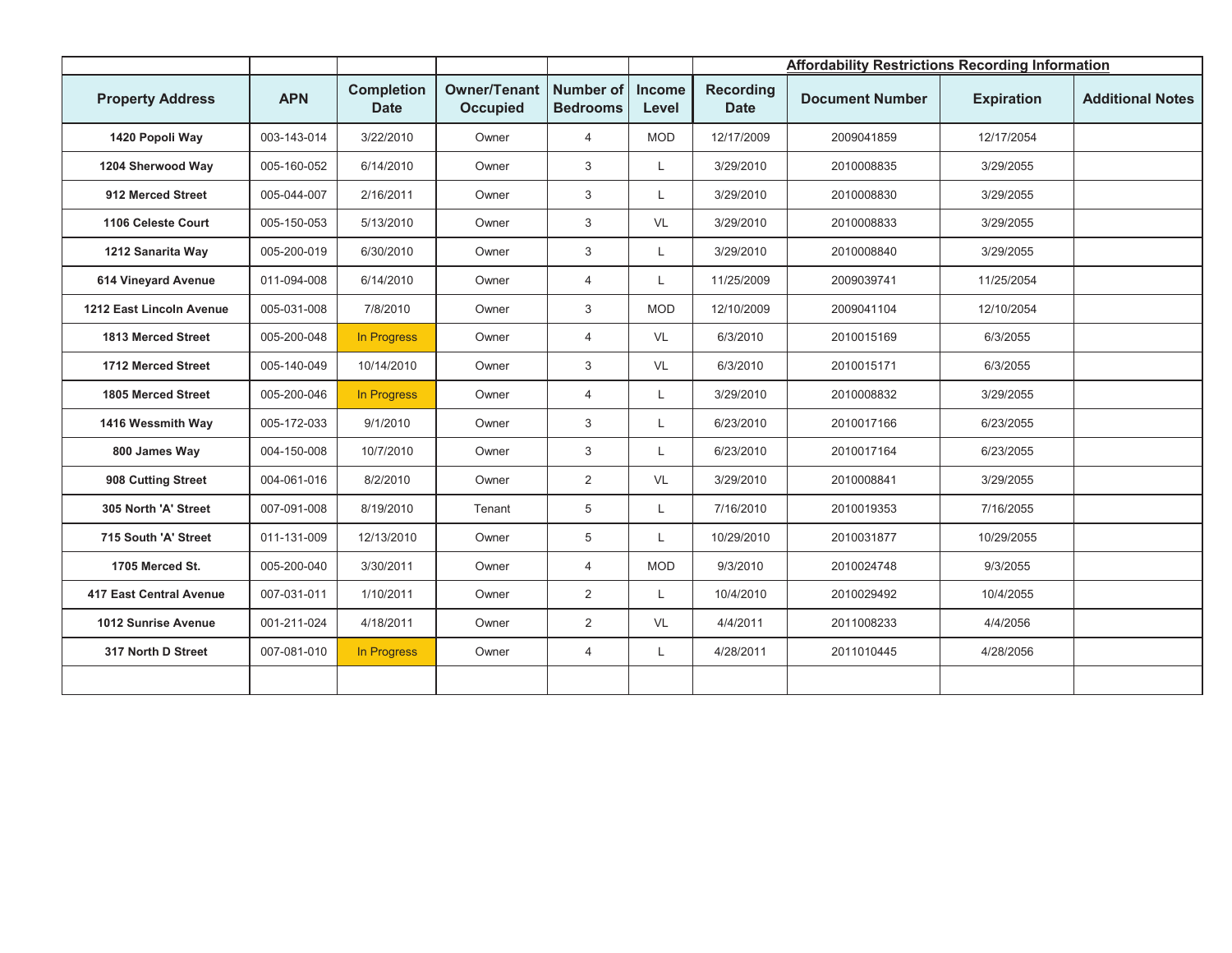| | | | | | | Affordability Restrictions Recording Information | | | |
|---|---|---|---|---|---|---|---|---|---|
| **Property Address** | **APN** | **Completion Date** | **Owner/Tenant Occupied** | **Number of Bedrooms** | **Income Level** | **Recording Date** | **Document Number** | **Expiration** | **Additional Notes** |
| **1420 Popoli Way** | 003-143-014 | 3/22/2010 | Owner | 4 | MOD | 12/17/2009 | 2009041859 | 12/17/2054 | |
| **1204 Sherwood Way** | 005-160-052 | 6/14/2010 | Owner | 3 | L | 3/29/2010 | 2010008835 | 3/29/2055 | |
| **912 Merced Street** | 005-044-007 | 2/16/2011 | Owner | 3 | L | 3/29/2010 | 2010008830 | 3/29/2055 | |
| **1106 Celeste Court** | 005-150-053 | 5/13/2010 | Owner | 3 | VL | 3/29/2010 | 2010008833 | 3/29/2055 | |
| **1212 Sanarita Way** | 005-200-019 | 6/30/2010 | Owner | 3 | L | 3/29/2010 | 2010008840 | 3/29/2055 | |
| **614 Vineyard Avenue** | 011-094-008 | 6/14/2010 | Owner | 4 | L | 11/25/2009 | 2009039741 | 11/25/2054 | |
| **1212 East Lincoln Avenue** | 005-031-008 | 7/8/2010 | Owner | 3 | MOD | 12/10/2009 | 2009041104 | 12/10/2054 | |
| **1813 Merced Street** | 005-200-048 | In Progress | Owner | 4 | VL | 6/3/2010 | 2010015169 | 6/3/2055 | |
| **1712 Merced Street** | 005-140-049 | 10/14/2010 | Owner | 3 | VL | 6/3/2010 | 2010015171 | 6/3/2055 | |
| **1805 Merced Street** | 005-200-046 | In Progress | Owner | 4 | L | 3/29/2010 | 2010008832 | 3/29/2055 | |
| **1416 Wessmith Way** | 005-172-033 | 9/1/2010 | Owner | 3 | L | 6/23/2010 | 2010017166 | 6/23/2055 | |
| **800 James Way** | 004-150-008 | 10/7/2010 | Owner | 3 | L | 6/23/2010 | 2010017164 | 6/23/2055 | |
| **908 Cutting Street** | 004-061-016 | 8/2/2010 | Owner | 2 | VL | 3/29/2010 | 2010008841 | 3/29/2055 | |
| **305 North 'A' Street** | 007-091-008 | 8/19/2010 | Tenant | 5 | L | 7/16/2010 | 2010019353 | 7/16/2055 | |
| **715 South 'A' Street** | 011-131-009 | 12/13/2010 | Owner | 5 | L | 10/29/2010 | 2010031877 | 10/29/2055 | |
| **1705 Merced St.** | 005-200-040 | 3/30/2011 | Owner | 4 | MOD | 9/3/2010 | 2010024748 | 9/3/2055 | |
| **417 East Central Avenue** | 007-031-011 | 1/10/2011 | Owner | 2 | L | 10/4/2010 | 2010029492 | 10/4/2055 | |
| **1012 Sunrise Avenue** | 001-211-024 | 4/18/2011 | Owner | 2 | VL | 4/4/2011 | 2011008233 | 4/4/2056 | |
| **317 North D Street** | 007-081-010 | In Progress | Owner | 4 | L | 4/28/2011 | 2011010445 | 4/28/2056 | |
| | | | | | | | | | |